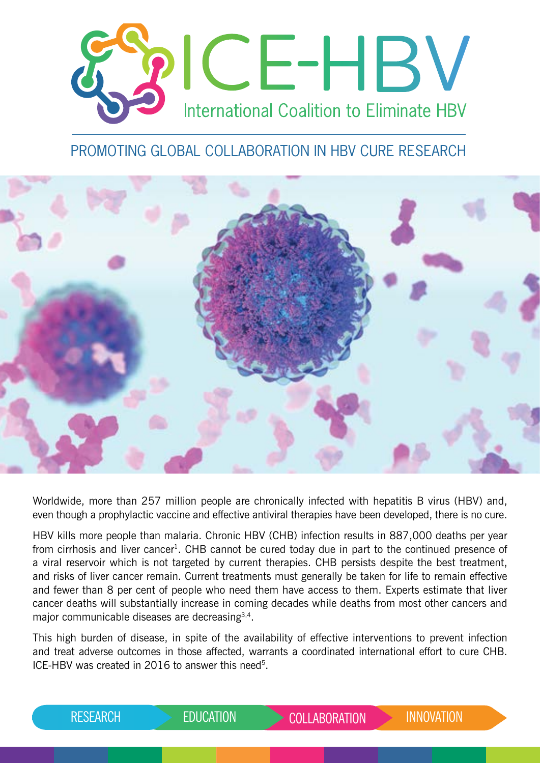# ICE-HBV

International Coalition to Eliminate HBV

## PROMOTING GLOBAL COLLABORATION IN HBV CURE RESEARCH

Worldwide, more than 257 million people are chronically infected with hepatitis B virus (HBV) and, even though a prophylactic vaccine and effective antiviral therapies have been developed, there is no cure.

HBV kills more people than malaria. Chronic HBV (CHB) infection results in 887,000 deaths per year from cirrhosis and liver cancer[1]. CHB cannot be cured today due in part to the continued presence of a viral reservoir which is not targeted by current therapies. CHB persists despite the best treatment, and risks of liver cancer remain. Current treatments must generally be taken for life to remain effective and fewer than 8 per cent of people who need them have access to them. Experts estimate that liver cancer deaths will substantially increase in coming decades while deaths from most other cancers and major communicable diseases are decreasing[3,4].

This high burden of disease, in spite of the availability of effective interventions to prevent infection and treat adverse outcomes in those affected, warrants a coordinated international effort to cure CHB. ICE-HBV was created in 2016 to answer this need[5].

RESEARCH | EDUCATION | COLLABORATION | INNOVATION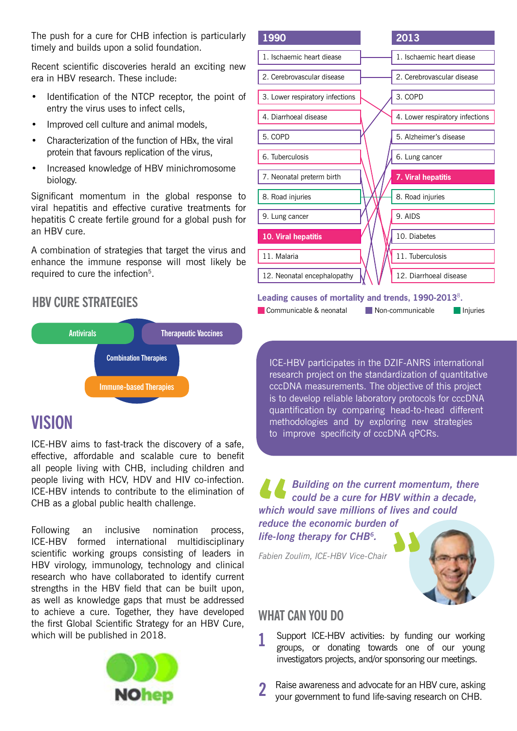The push for a cure for CHB infection is particularly timely and builds upon a solid foundation.

Recent scientific discoveries herald an exciting new era in HBV research. These include:

- Identification of the NTCP receptor, the point of entry the virus uses to infect cells,
- Improved cell culture and animal models,
- Characterization of the function of HBx, the viral protein that favours replication of the virus,
- Increased knowledge of HBV minichromosome biology.

Significant momentum in the global response to viral hepatitis and effective curative treatments for hepatitis C create fertile ground for a global push for an HBV cure.

A combination of strategies that target the virus and enhance the immune response will most likely be required to cure the infection[5].

## HBV CURE STRATEGIES

- Antivirals
- Therapeutic Vaccines
- Combination Therapies
- Immune-based Therapies

# VISION

ICE-HBV aims to fast-track the discovery of a safe, effective, affordable and scalable cure to benefit all people living with CHB, including children and people living with HCV, HDV and HIV co-infection. ICE-HBV intends to contribute to the elimination of CHB as a global public health challenge.

Following an inclusive nomination process, ICE-HBV formed international multidisciplinary scientific working groups consisting of leaders in HBV virology, immunology, technology and clinical research who have collaborated to identify current strengths in the HBV field that can be built upon, as well as knowledge gaps that must be addressed to achieve a cure. Together, they have developed the first Global Scientific Strategy for an HBV Cure, which will be published in 2018.

NOhep

| 1990 | 2013 |
|---|---|
| 1. Ischaemic heart diease | 1. Ischaemic heart diease |
| 2. Cerebrovascular disease | 2. Cerebrovascular disease |
| 3. Lower respiratory infections | 3. COPD |
| 4. Diarrhoeal disease | 4. Lower respiratory infections |
| 5. COPD | 5. Alzheimer's disease |
| 6. Tuberculosis | 6. Lung cancer |
| 7. Neonatal preterm birth | **7. Viral hepatitis** |
| 8. Road injuries | 8. Road injuries |
| 9. Lung cancer | 9. AIDS |
| **10. Viral hepatitis** | 10. Diabetes |
| 11. Malaria | 11. Tuberculosis |
| 12. Neonatal encephalopathy | 12. Diarrhoeal disease |

**Leading causes of mortality and trends, 1990-2013[8].**

Communicable & neonatal | Non-communicable | Injuries

ICE-HBV participates in the DZIF-ANRS international research project on the standardization of quantitative cccDNA measurements. The objective of this project is to develop reliable laboratory protocols for cccDNA quantification by comparing head-to-head different methodologies and by exploring new strategies to improve specificity of cccDNA qPCRs.

> ***"Building on the current momentum, there could be a cure for HBV within a decade, which would save millions of lives and could reduce the economic burden of life-long therapy for CHB[6]."***
>
> *Fabien Zoulim, ICE-HBV Vice-Chair*

## WHAT CAN YOU DO

1. Support ICE-HBV activities: by funding our working groups, or donating towards one of our young investigators projects, and/or sponsoring our meetings.

2. Raise awareness and advocate for an HBV cure, asking your government to fund life-saving research on CHB.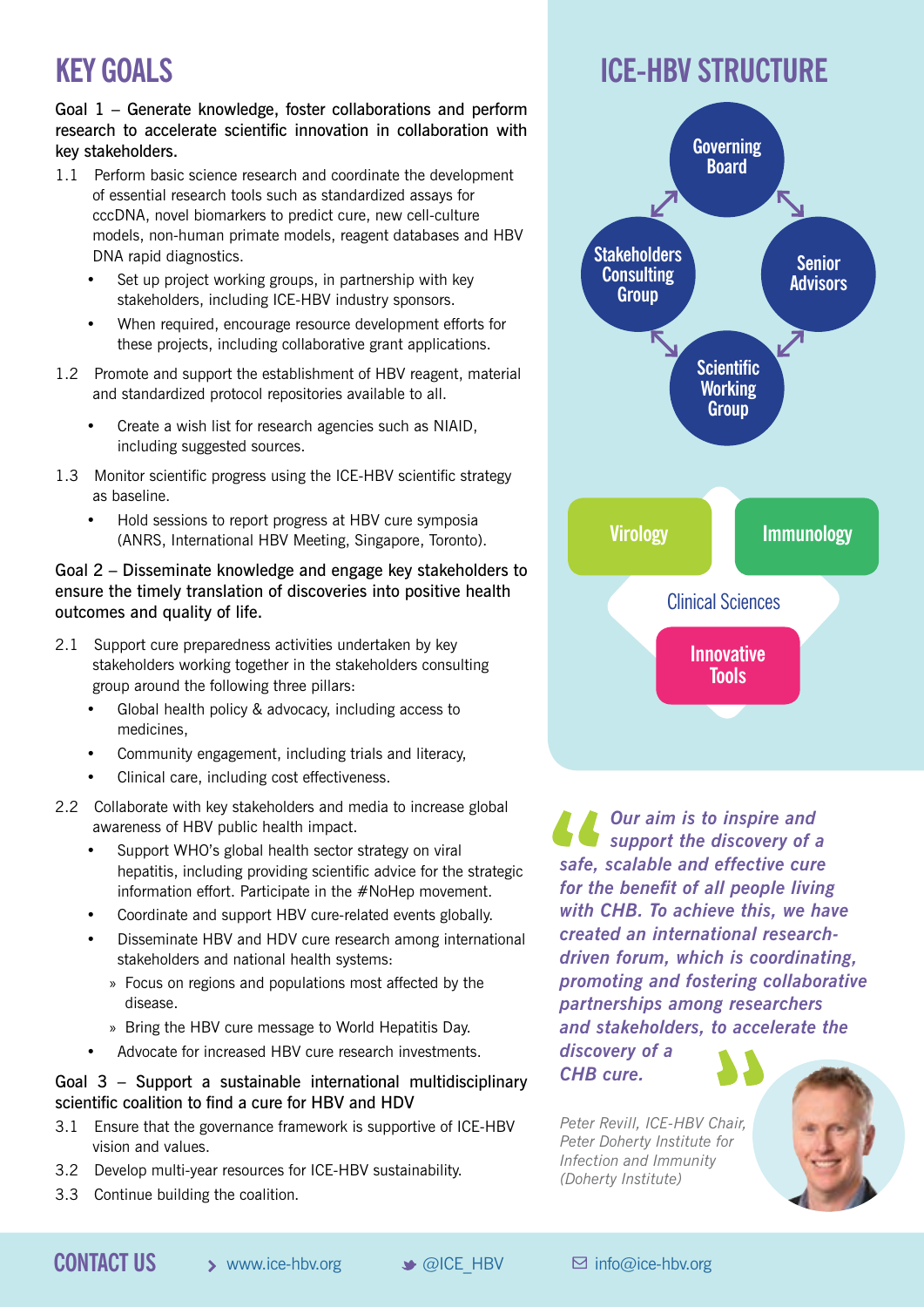## KEY GOALS

Goal 1 – Generate knowledge, foster collaborations and perform research to accelerate scientific innovation in collaboration with key stakeholders.

1.1 Perform basic science research and coordinate the development of essential research tools such as standardized assays for cccDNA, novel biomarkers to predict cure, new cell-culture models, non-human primate models, reagent databases and HBV DNA rapid diagnostics.
   - Set up project working groups, in partnership with key stakeholders, including ICE-HBV industry sponsors.
   - When required, encourage resource development efforts for these projects, including collaborative grant applications.

1.2 Promote and support the establishment of HBV reagent, material and standardized protocol repositories available to all.
   - Create a wish list for research agencies such as NIAID, including suggested sources.

1.3 Monitor scientific progress using the ICE-HBV scientific strategy as baseline.
   - Hold sessions to report progress at HBV cure symposia (ANRS, International HBV Meeting, Singapore, Toronto).

Goal 2 – Disseminate knowledge and engage key stakeholders to ensure the timely translation of discoveries into positive health outcomes and quality of life.

2.1 Support cure preparedness activities undertaken by key stakeholders working together in the stakeholders consulting group around the following three pillars:
   - Global health policy & advocacy, including access to medicines,
   - Community engagement, including trials and literacy,
   - Clinical care, including cost effectiveness.

2.2 Collaborate with key stakeholders and media to increase global awareness of HBV public health impact.
   - Support WHO's global health sector strategy on viral hepatitis, including providing scientific advice for the strategic information effort. Participate in the #NoHep movement.
   - Coordinate and support HBV cure-related events globally.
   - Disseminate HBV and HDV cure research among international stakeholders and national health systems:
     - » Focus on regions and populations most affected by the disease.
     - » Bring the HBV cure message to World Hepatitis Day.
   - Advocate for increased HBV cure research investments.

Goal 3 – Support a sustainable international multidisciplinary scientific coalition to find a cure for HBV and HDV

3.1 Ensure that the governance framework is supportive of ICE-HBV vision and values.

3.2 Develop multi-year resources for ICE-HBV sustainability.

3.3 Continue building the coalition.

## ICE-HBV STRUCTURE

Governing Board

Stakeholders Consulting Group

Senior Advisors

Scientific Working Group

Virology

Immunology

Clinical Sciences

Innovative Tools

*"Our aim is to inspire and support the discovery of a safe, scalable and effective cure for the benefit of all people living with CHB. To achieve this, we have created an international research-driven forum, which is coordinating, promoting and fostering collaborative partnerships among researchers and stakeholders, to accelerate the discovery of a CHB cure."*

*Peter Revill, ICE-HBV Chair, Peter Doherty Institute for Infection and Immunity (Doherty Institute)*

**CONTACT US** www.ice-hbv.org @ICE_HBV info@ice-hbv.org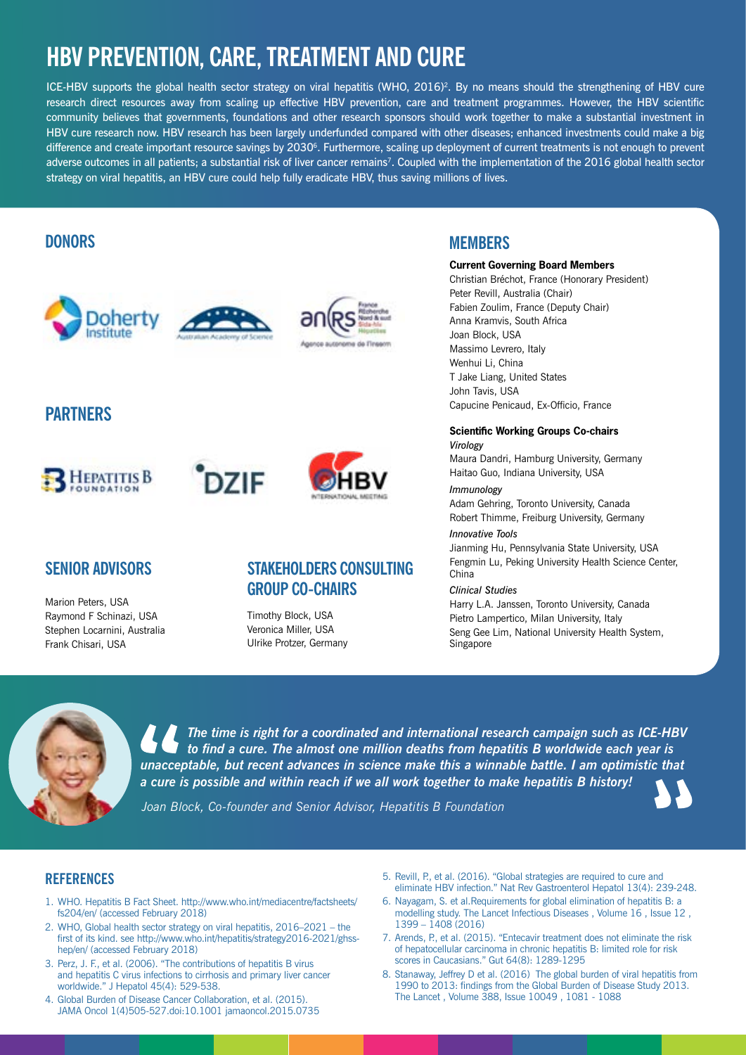# HBV PREVENTION, CARE, TREATMENT AND CURE

ICE-HBV supports the global health sector strategy on viral hepatitis (WHO, 2016)[2]. By no means should the strengthening of HBV cure research direct resources away from scaling up effective HBV prevention, care and treatment programmes. However, the HBV scientific community believes that governments, foundations and other research sponsors should work together to make a substantial investment in HBV cure research now. HBV research has been largely underfunded compared with other diseases; enhanced investments could make a big difference and create important resource savings by 2030[6]. Furthermore, scaling up deployment of current treatments is not enough to prevent adverse outcomes in all patients; a substantial risk of liver cancer remains[7]. Coupled with the implementation of the 2016 global health sector strategy on viral hepatitis, an HBV cure could help fully eradicate HBV, thus saving millions of lives.

## DONORS

Doherty Institute

Australian Academy of Science

anrs – France Recherche Nord & sud Sida-hiv Hépatites – Agence autonome de l'Inserm

## PARTNERS

Hepatitis B Foundation

DZIF

HBV International Meeting

## SENIOR ADVISORS

Marion Peters, USA
Raymond F Schinazi, USA
Stephen Locarnini, Australia
Frank Chisari, USA

## STAKEHOLDERS CONSULTING GROUP CO-CHAIRS

Timothy Block, USA
Veronica Miller, USA
Ulrike Protzer, Germany

## MEMBERS

**Current Governing Board Members**

Christian Bréchot, France (Honorary President)
Peter Revill, Australia (Chair)
Fabien Zoulim, France (Deputy Chair)
Anna Kramvis, South Africa
Joan Block, USA
Massimo Levrero, Italy
Wenhui Li, China
T Jake Liang, United States
John Tavis, USA
Capucine Penicaud, Ex-Officio, France

**Scientific Working Groups Co-chairs**

*Virology*
Maura Dandri, Hamburg University, Germany
Haitao Guo, Indiana University, USA

*Immunology*
Adam Gehring, Toronto University, Canada
Robert Thimme, Freiburg University, Germany

*Innovative Tools*
Jianming Hu, Pennsylvania State University, USA
Fengmin Lu, Peking University Health Science Center, China

*Clinical Studies*
Harry L.A. Janssen, Toronto University, Canada
Pietro Lampertico, Milan University, Italy
Seng Gee Lim, National University Health System, Singapore

> ***The time is right for a coordinated and international research campaign such as ICE-HBV to find a cure. The almost one million deaths from hepatitis B worldwide each year is unacceptable, but recent advances in science make this a winnable battle. I am optimistic that a cure is possible and within reach if we all work together to make hepatitis B history!***
>
> *Joan Block, Co-founder and Senior Advisor, Hepatitis B Foundation*

## REFERENCES

1. WHO. Hepatitis B Fact Sheet. http://www.who.int/mediacentre/factsheets/fs204/en/ (accessed February 2018)
2. WHO, Global health sector strategy on viral hepatitis, 2016–2021 – the first of its kind. see http://www.who.int/hepatitis/strategy2016-2021/ghss-hep/en/ (accessed February 2018)
3. Perz, J. F., et al. (2006). "The contributions of hepatitis B virus and hepatitis C virus infections to cirrhosis and primary liver cancer worldwide." J Hepatol 45(4): 529-538.
4. Global Burden of Disease Cancer Collaboration, et al. (2015). JAMA Oncol 1(4)505-527.doi:10.1001 jamaoncol.2015.0735
5. Revill, P., et al. (2016). "Global strategies are required to cure and eliminate HBV infection." Nat Rev Gastroenterol Hepatol 13(4): 239-248.
6. Nayagam, S. et al.Requirements for global elimination of hepatitis B: a modelling study. The Lancet Infectious Diseases , Volume 16 , Issue 12 , 1399 – 1408 (2016)
7. Arends, P., et al. (2015). "Entecavir treatment does not eliminate the risk of hepatocellular carcinoma in chronic hepatitis B: limited role for risk scores in Caucasians." Gut 64(8): 1289-1295
8. Stanaway, Jeffrey D et al. (2016) The global burden of viral hepatitis from 1990 to 2013: findings from the Global Burden of Disease Study 2013. The Lancet , Volume 388, Issue 10049 , 1081 - 1088